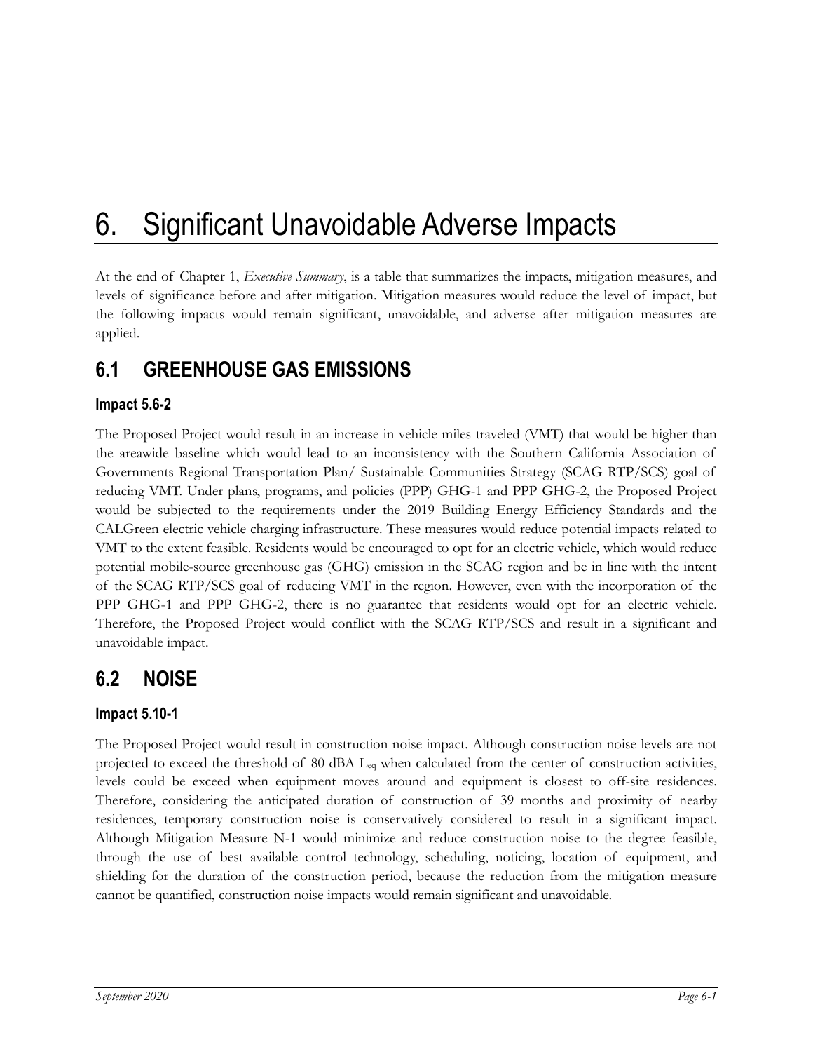# 6. Significant Unavoidable Adverse Impacts

At the end of Chapter 1, *Executive Summary*, is a table that summarizes the impacts, mitigation measures, and levels of significance before and after mitigation. Mitigation measures would reduce the level of impact, but the following impacts would remain significant, unavoidable, and adverse after mitigation measures are applied.

## 6.1 GREENHOUSE GAS EMISSIONS

### Impact 5.6-2

The Proposed Project would result in an increase in vehicle miles traveled (VMT) that would be higher than the areawide baseline which would lead to an inconsistency with the Southern California Association of Governments Regional Transportation Plan/ Sustainable Communities Strategy (SCAG RTP/SCS) goal of reducing VMT. Under plans, programs, and policies (PPP) GHG-1 and PPP GHG-2, the Proposed Project would be subjected to the requirements under the 2019 Building Energy Efficiency Standards and the CALGreen electric vehicle charging infrastructure. These measures would reduce potential impacts related to VMT to the extent feasible. Residents would be encouraged to opt for an electric vehicle, which would reduce potential mobile-source greenhouse gas (GHG) emission in the SCAG region and be in line with the intent of the SCAG RTP/SCS goal of reducing VMT in the region. However, even with the incorporation of the PPP GHG-1 and PPP GHG-2, there is no guarantee that residents would opt for an electric vehicle. Therefore, the Proposed Project would conflict with the SCAG RTP/SCS and result in a significant and unavoidable impact.

## 6.2 NOISE

### Impact 5.10-1

The Proposed Project would result in construction noise impact. Although construction noise levels are not projected to exceed the threshold of 80 dBA $L_{eq}$ when calculated from the center of construction activities, levels could be exceed when equipment moves around and equipment is closest to off-site residences. Therefore, considering the anticipated duration of construction of 39 months and proximity of nearby residences, temporary construction noise is conservatively considered to result in a significant impact. Although Mitigation Measure N-1 would minimize and reduce construction noise to the degree feasible, through the use of best available control technology, scheduling, noticing, location of equipment, and shielding for the duration of the construction period, because the reduction from the mitigation measure cannot be quantified, construction noise impacts would remain significant and unavoidable.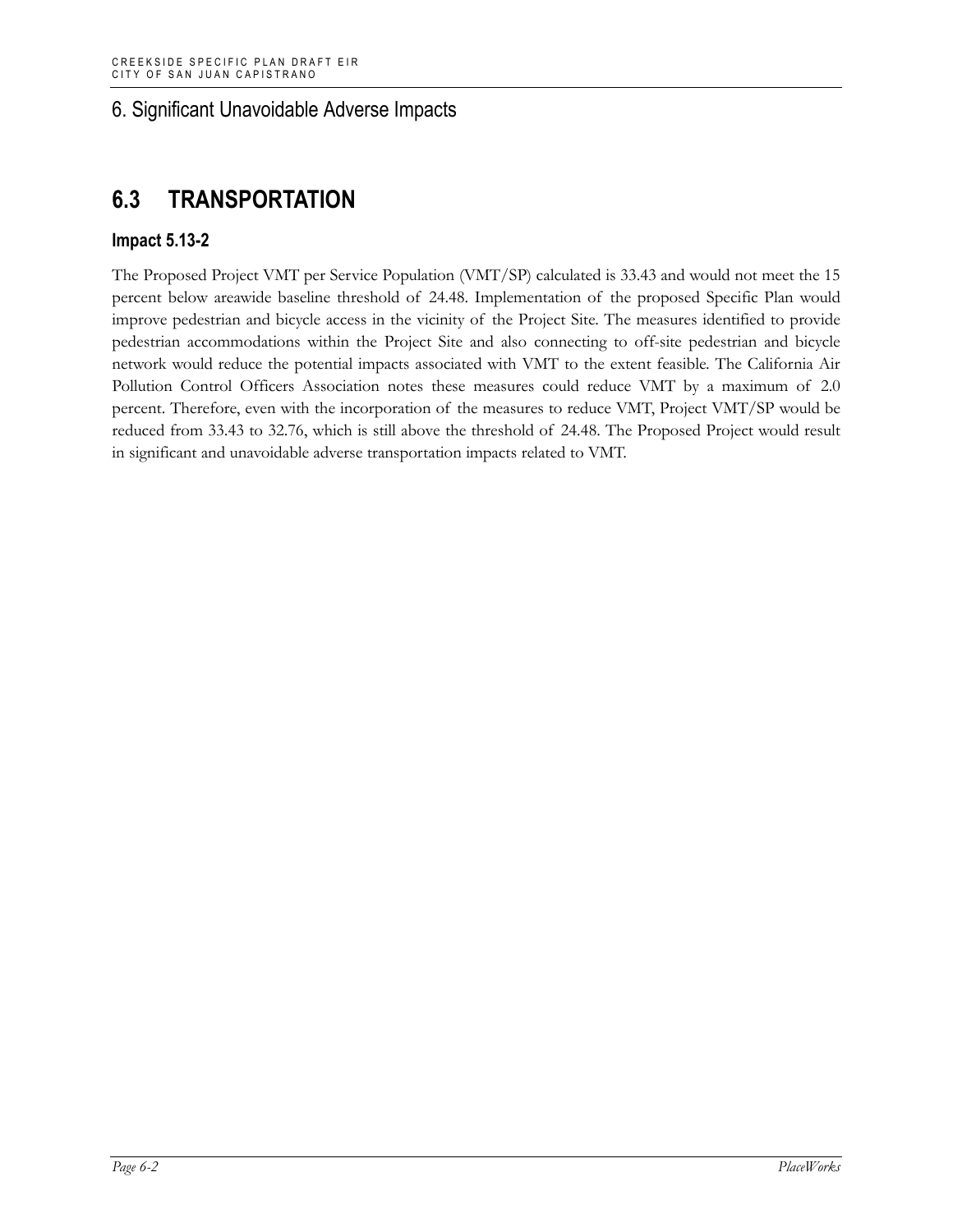## 6.3 TRANSPORTATION

### Impact 5.13-2

The Proposed Project VMT per Service Population (VMT/SP) calculated is 33.43 and would not meet the 15 percent below areawide baseline threshold of 24.48. Implementation of the proposed Specific Plan would improve pedestrian and bicycle access in the vicinity of the Project Site. The measures identified to provide pedestrian accommodations within the Project Site and also connecting to off-site pedestrian and bicycle network would reduce the potential impacts associated with VMT to the extent feasible. The California Air Pollution Control Officers Association notes these measures could reduce VMT by a maximum of 2.0 percent. Therefore, even with the incorporation of the measures to reduce VMT, Project VMT/SP would be reduced from 33.43 to 32.76, which is still above the threshold of 24.48. The Proposed Project would result in significant and unavoidable adverse transportation impacts related to VMT.